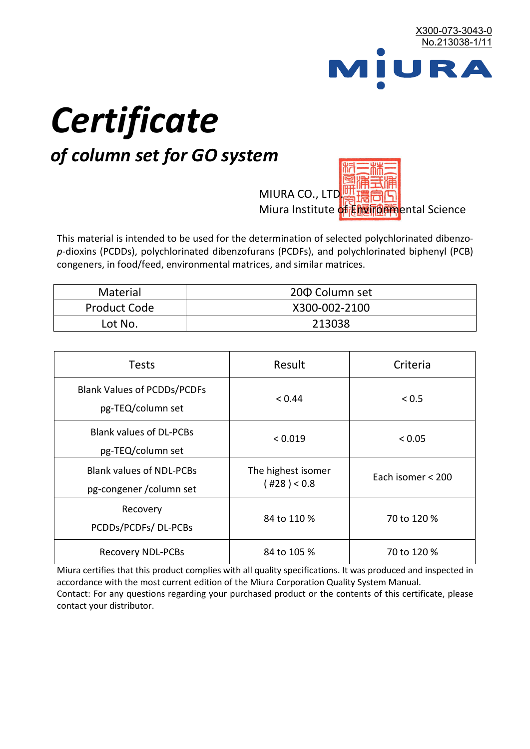X300-073-3043-0
No.213038-1/11

MIURA

# Certificate

## *of column set for GO system*

MIURA CO., LTD.
Miura Institute of Environmental Science

This material is intended to be used for the determination of selected polychlorinated dibenzo-*p*-dioxins (PCDDs), polychlorinated dibenzofurans (PCDFs), and polychlorinated biphenyl (PCB) congeners, in food/feed, environmental matrices, and similar matrices.

| Material | 20Φ Column set |
|---|---|
| Product Code | X300-002-2100 |
| Lot No. | 213038 |

| Tests | Result | Criteria |
|---|---|---|
| Blank Values of PCDDs/PCDFs pg-TEQ/column set | < 0.44 | < 0.5 |
| Blank values of DL-PCBs pg-TEQ/column set | < 0.019 | < 0.05 |
| Blank values of NDL-PCBs pg-congener /column set | The highest isomer ( #28 ) < 0.8 | Each isomer < 200 |
| Recovery PCDDs/PCDFs/ DL-PCBs | 84 to 110 % | 70 to 120 % |
| Recovery NDL-PCBs | 84 to 105 % | 70 to 120 % |

Miura certifies that this product complies with all quality specifications. It was produced and inspected in accordance with the most current edition of the Miura Corporation Quality System Manual.
Contact: For any questions regarding your purchased product or the contents of this certificate, please contact your distributor.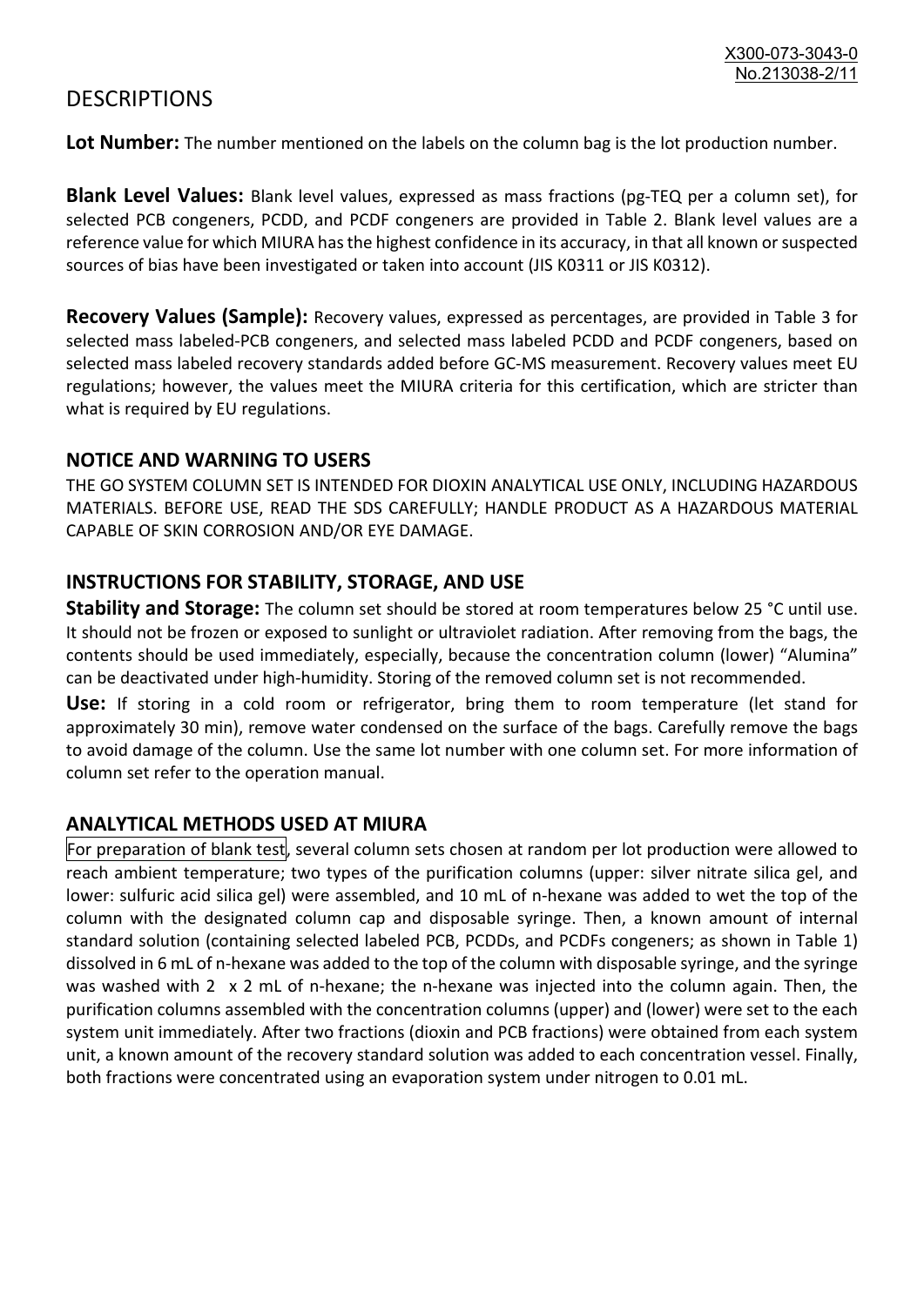# DESCRIPTIONS

**Lot Number:** The number mentioned on the labels on the column bag is the lot production number.

**Blank Level Values:** Blank level values, expressed as mass fractions (pg-TEQ per a column set), for selected PCB congeners, PCDD, and PCDF congeners are provided in Table 2. Blank level values are a reference value for which MIURA has the highest confidence in its accuracy, in that all known or suspected sources of bias have been investigated or taken into account (JIS K0311 or JIS K0312).

**Recovery Values (Sample):** Recovery values, expressed as percentages, are provided in Table 3 for selected mass labeled-PCB congeners, and selected mass labeled PCDD and PCDF congeners, based on selected mass labeled recovery standards added before GC-MS measurement. Recovery values meet EU regulations; however, the values meet the MIURA criteria for this certification, which are stricter than what is required by EU regulations.

## NOTICE AND WARNING TO USERS

THE GO SYSTEM COLUMN SET IS INTENDED FOR DIOXIN ANALYTICAL USE ONLY, INCLUDING HAZARDOUS MATERIALS. BEFORE USE, READ THE SDS CAREFULLY; HANDLE PRODUCT AS A HAZARDOUS MATERIAL CAPABLE OF SKIN CORROSION AND/OR EYE DAMAGE.

## INSTRUCTIONS FOR STABILITY, STORAGE, AND USE

**Stability and Storage:** The column set should be stored at room temperatures below 25 °C until use. It should not be frozen or exposed to sunlight or ultraviolet radiation. After removing from the bags, the contents should be used immediately, especially, because the concentration column (lower) "Alumina" can be deactivated under high-humidity. Storing of the removed column set is not recommended.

**Use:** If storing in a cold room or refrigerator, bring them to room temperature (let stand for approximately 30 min), remove water condensed on the surface of the bags. Carefully remove the bags to avoid damage of the column. Use the same lot number with one column set. For more information of column set refer to the operation manual.

## ANALYTICAL METHODS USED AT MIURA

For preparation of blank test, several column sets chosen at random per lot production were allowed to reach ambient temperature; two types of the purification columns (upper: silver nitrate silica gel, and lower: sulfuric acid silica gel) were assembled, and 10 mL of n-hexane was added to wet the top of the column with the designated column cap and disposable syringe. Then, a known amount of internal standard solution (containing selected labeled PCB, PCDDs, and PCDFs congeners; as shown in Table 1) dissolved in 6 mL of n-hexane was added to the top of the column with disposable syringe, and the syringe was washed with 2 x 2 mL of n-hexane; the n-hexane was injected into the column again. Then, the purification columns assembled with the concentration columns (upper) and (lower) were set to the each system unit immediately. After two fractions (dioxin and PCB fractions) were obtained from each system unit, a known amount of the recovery standard solution was added to each concentration vessel. Finally, both fractions were concentrated using an evaporation system under nitrogen to 0.01 mL.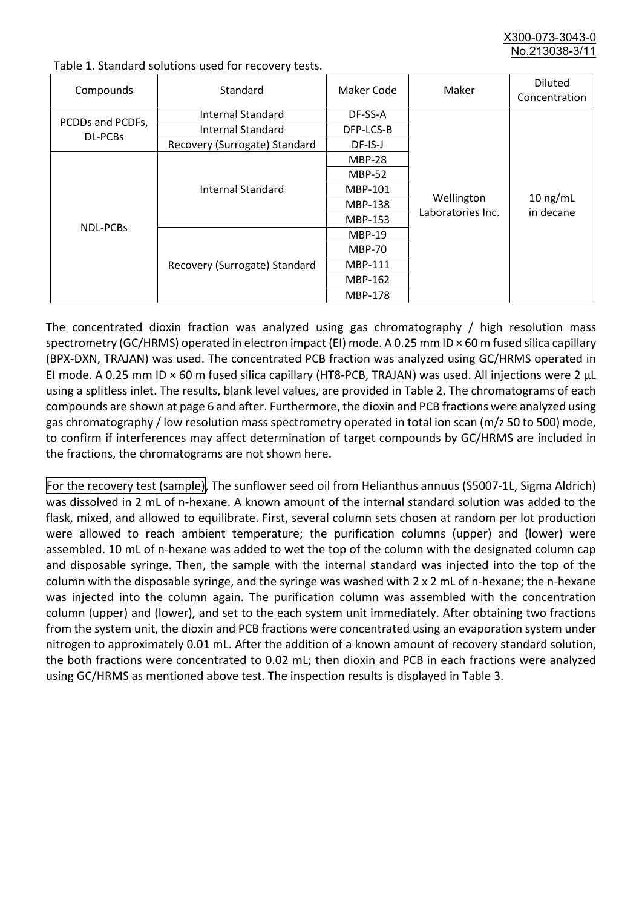Table 1. Standard solutions used for recovery tests.

| Compounds | Standard | Maker Code | Maker | Diluted Concentration |
|---|---|---|---|---|
| PCDDs and PCDFs, DL-PCBs | Internal Standard | DF-SS-A | Wellington Laboratories Inc. | 10 ng/mL in decane |
| | Internal Standard | DFP-LCS-B | | |
| | Recovery (Surrogate) Standard | DF-IS-J | | |
| NDL-PCBs | Internal Standard | MBP-28 | | |
| | | MBP-52 | | |
| | | MBP-101 | | |
| | | MBP-138 | | |
| | | MBP-153 | | |
| | Recovery (Surrogate) Standard | MBP-19 | | |
| | | MBP-70 | | |
| | | MBP-111 | | |
| | | MBP-162 | | |
| | | MBP-178 | | |

The concentrated dioxin fraction was analyzed using gas chromatography / high resolution mass spectrometry (GC/HRMS) operated in electron impact (EI) mode. A 0.25 mm ID × 60 m fused silica capillary (BPX-DXN, TRAJAN) was used. The concentrated PCB fraction was analyzed using GC/HRMS operated in EI mode. A 0.25 mm ID × 60 m fused silica capillary (HT8-PCB, TRAJAN) was used. All injections were 2 µL using a splitless inlet. The results, blank level values, are provided in Table 2. The chromatograms of each compounds are shown at page 6 and after. Furthermore, the dioxin and PCB fractions were analyzed using gas chromatography / low resolution mass spectrometry operated in total ion scan (m/z 50 to 500) mode, to confirm if interferences may affect determination of target compounds by GC/HRMS are included in the fractions, the chromatograms are not shown here.

For the recovery test (sample), The sunflower seed oil from Helianthus annuus (S5007-1L, Sigma Aldrich) was dissolved in 2 mL of n-hexane. A known amount of the internal standard solution was added to the flask, mixed, and allowed to equilibrate. First, several column sets chosen at random per lot production were allowed to reach ambient temperature; the purification columns (upper) and (lower) were assembled. 10 mL of n-hexane was added to wet the top of the column with the designated column cap and disposable syringe. Then, the sample with the internal standard was injected into the top of the column with the disposable syringe, and the syringe was washed with 2 x 2 mL of n-hexane; the n-hexane was injected into the column again. The purification column was assembled with the concentration column (upper) and (lower), and set to the each system unit immediately. After obtaining two fractions from the system unit, the dioxin and PCB fractions were concentrated using an evaporation system under nitrogen to approximately 0.01 mL. After the addition of a known amount of recovery standard solution, the both fractions were concentrated to 0.02 mL; then dioxin and PCB in each fractions were analyzed using GC/HRMS as mentioned above test. The inspection results is displayed in Table 3.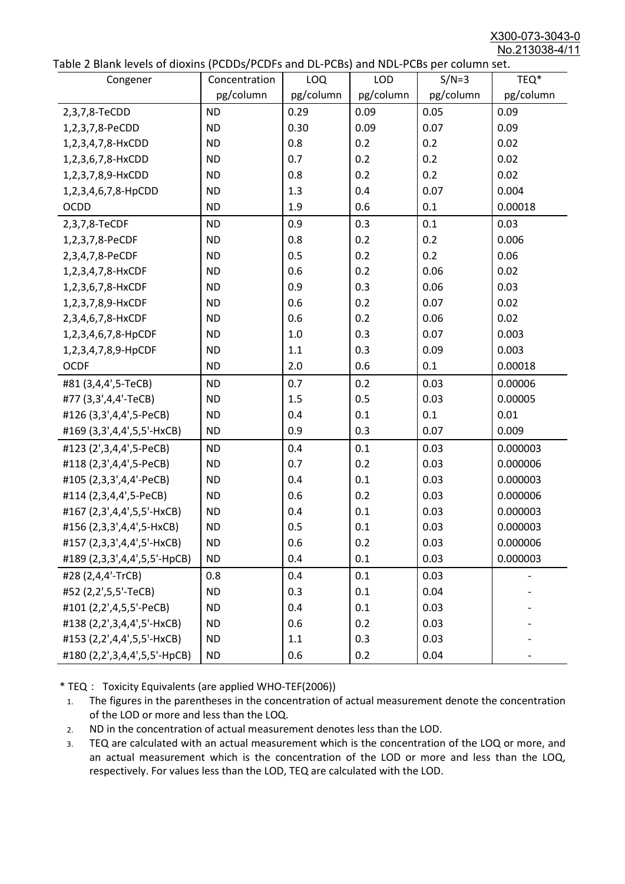Table 2 Blank levels of dioxins (PCDDs/PCDFs and DL-PCBs) and NDL-PCBs per column set.

| Congener | Concentration pg/column | LOQ pg/column | LOD pg/column | S/N=3 pg/column | TEQ* pg/column |
|---|---|---|---|---|---|
| 2,3,7,8-TeCDD | ND | 0.29 | 0.09 | 0.05 | 0.09 |
| 1,2,3,7,8-PeCDD | ND | 0.30 | 0.09 | 0.07 | 0.09 |
| 1,2,3,4,7,8-HxCDD | ND | 0.8 | 0.2 | 0.2 | 0.02 |
| 1,2,3,6,7,8-HxCDD | ND | 0.7 | 0.2 | 0.2 | 0.02 |
| 1,2,3,7,8,9-HxCDD | ND | 0.8 | 0.2 | 0.2 | 0.02 |
| 1,2,3,4,6,7,8-HpCDD | ND | 1.3 | 0.4 | 0.07 | 0.004 |
| OCDD | ND | 1.9 | 0.6 | 0.1 | 0.00018 |
| 2,3,7,8-TeCDF | ND | 0.9 | 0.3 | 0.1 | 0.03 |
| 1,2,3,7,8-PeCDF | ND | 0.8 | 0.2 | 0.2 | 0.006 |
| 2,3,4,7,8-PeCDF | ND | 0.5 | 0.2 | 0.2 | 0.06 |
| 1,2,3,4,7,8-HxCDF | ND | 0.6 | 0.2 | 0.06 | 0.02 |
| 1,2,3,6,7,8-HxCDF | ND | 0.9 | 0.3 | 0.06 | 0.03 |
| 1,2,3,7,8,9-HxCDF | ND | 0.6 | 0.2 | 0.07 | 0.02 |
| 2,3,4,6,7,8-HxCDF | ND | 0.6 | 0.2 | 0.06 | 0.02 |
| 1,2,3,4,6,7,8-HpCDF | ND | 1.0 | 0.3 | 0.07 | 0.003 |
| 1,2,3,4,7,8,9-HpCDF | ND | 1.1 | 0.3 | 0.09 | 0.003 |
| OCDF | ND | 2.0 | 0.6 | 0.1 | 0.00018 |
| #81 (3,4,4',5-TeCB) | ND | 0.7 | 0.2 | 0.03 | 0.00006 |
| #77 (3,3',4,4'-TeCB) | ND | 1.5 | 0.5 | 0.03 | 0.00005 |
| #126 (3,3',4,4',5-PeCB) | ND | 0.4 | 0.1 | 0.1 | 0.01 |
| #169 (3,3',4,4',5,5'-HxCB) | ND | 0.9 | 0.3 | 0.07 | 0.009 |
| #123 (2',3,4,4',5-PeCB) | ND | 0.4 | 0.1 | 0.03 | 0.000003 |
| #118 (2,3',4,4',5-PeCB) | ND | 0.7 | 0.2 | 0.03 | 0.000006 |
| #105 (2,3,3',4,4'-PeCB) | ND | 0.4 | 0.1 | 0.03 | 0.000003 |
| #114 (2,3,4,4',5-PeCB) | ND | 0.6 | 0.2 | 0.03 | 0.000006 |
| #167 (2,3',4,4',5,5'-HxCB) | ND | 0.4 | 0.1 | 0.03 | 0.000003 |
| #156 (2,3,3',4,4',5-HxCB) | ND | 0.5 | 0.1 | 0.03 | 0.000003 |
| #157 (2,3,3',4,4',5'-HxCB) | ND | 0.6 | 0.2 | 0.03 | 0.000006 |
| #189 (2,3,3',4,4',5,5'-HpCB) | ND | 0.4 | 0.1 | 0.03 | 0.000003 |
| #28 (2,4,4'-TrCB) | 0.8 | 0.4 | 0.1 | 0.03 | - |
| #52 (2,2',5,5'-TeCB) | ND | 0.3 | 0.1 | 0.04 | - |
| #101 (2,2',4,5,5'-PeCB) | ND | 0.4 | 0.1 | 0.03 | - |
| #138 (2,2',3,4,4',5'-HxCB) | ND | 0.6 | 0.2 | 0.03 | - |
| #153 (2,2',4,4',5,5'-HxCB) | ND | 1.1 | 0.3 | 0.03 | - |
| #180 (2,2',3,4,4',5,5'-HpCB) | ND | 0.6 | 0.2 | 0.04 | - |

\* TEQ： Toxicity Equivalents (are applied WHO-TEF(2006))

1. The figures in the parentheses in the concentration of actual measurement denote the concentration of the LOD or more and less than the LOQ.
2. ND in the concentration of actual measurement denotes less than the LOD.
3. TEQ are calculated with an actual measurement which is the concentration of the LOQ or more, and an actual measurement which is the concentration of the LOD or more and less than the LOQ, respectively. For values less than the LOD, TEQ are calculated with the LOD.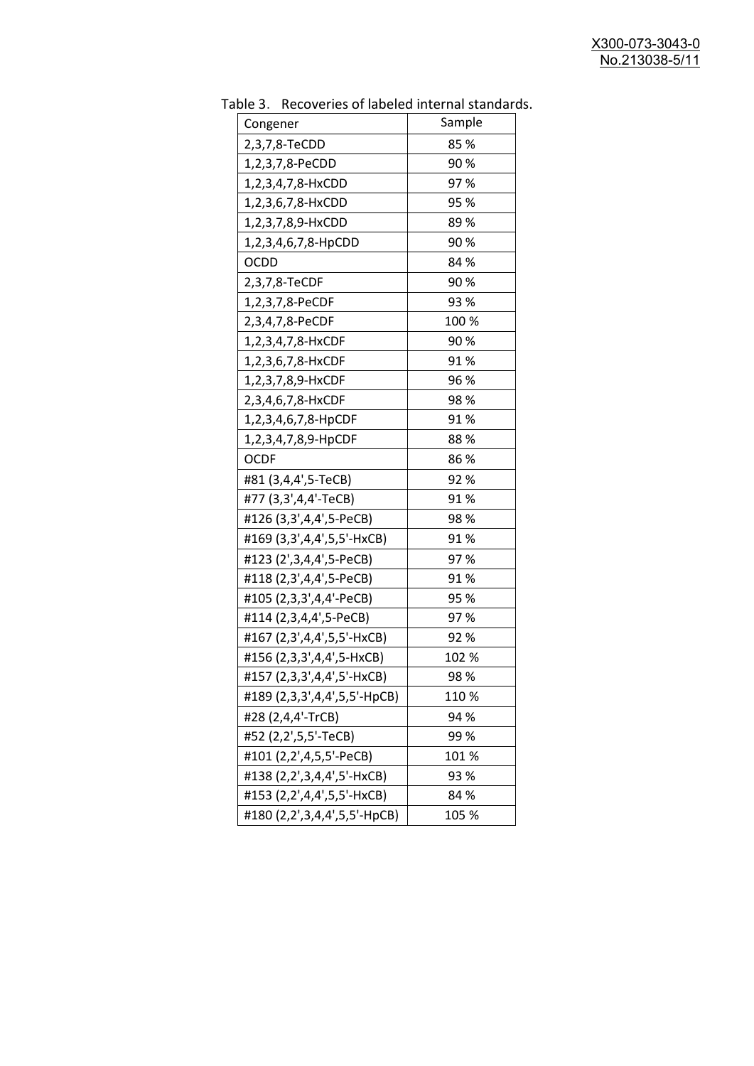Table 3. Recoveries of labeled internal standards.

| Congener | Sample |
| --- | --- |
| 2,3,7,8-TeCDD | 85 % |
| 1,2,3,7,8-PeCDD | 90 % |
| 1,2,3,4,7,8-HxCDD | 97 % |
| 1,2,3,6,7,8-HxCDD | 95 % |
| 1,2,3,7,8,9-HxCDD | 89 % |
| 1,2,3,4,6,7,8-HpCDD | 90 % |
| OCDD | 84 % |
| 2,3,7,8-TeCDF | 90 % |
| 1,2,3,7,8-PeCDF | 93 % |
| 2,3,4,7,8-PeCDF | 100 % |
| 1,2,3,4,7,8-HxCDF | 90 % |
| 1,2,3,6,7,8-HxCDF | 91 % |
| 1,2,3,7,8,9-HxCDF | 96 % |
| 2,3,4,6,7,8-HxCDF | 98 % |
| 1,2,3,4,6,7,8-HpCDF | 91 % |
| 1,2,3,4,7,8,9-HpCDF | 88 % |
| OCDF | 86 % |
| #81 (3,4,4',5-TeCB) | 92 % |
| #77 (3,3',4,4'-TeCB) | 91 % |
| #126 (3,3',4,4',5-PeCB) | 98 % |
| #169 (3,3',4,4',5,5'-HxCB) | 91 % |
| #123 (2',3,4,4',5-PeCB) | 97 % |
| #118 (2,3',4,4',5-PeCB) | 91 % |
| #105 (2,3,3',4,4'-PeCB) | 95 % |
| #114 (2,3,4,4',5-PeCB) | 97 % |
| #167 (2,3',4,4',5,5'-HxCB) | 92 % |
| #156 (2,3,3',4,4',5-HxCB) | 102 % |
| #157 (2,3,3',4,4',5'-HxCB) | 98 % |
| #189 (2,3,3',4,4',5,5'-HpCB) | 110 % |
| #28 (2,4,4'-TrCB) | 94 % |
| #52 (2,2',5,5'-TeCB) | 99 % |
| #101 (2,2',4,5,5'-PeCB) | 101 % |
| #138 (2,2',3,4,4',5'-HxCB) | 93 % |
| #153 (2,2',4,4',5,5'-HxCB) | 84 % |
| #180 (2,2',3,4,4',5,5'-HpCB) | 105 % |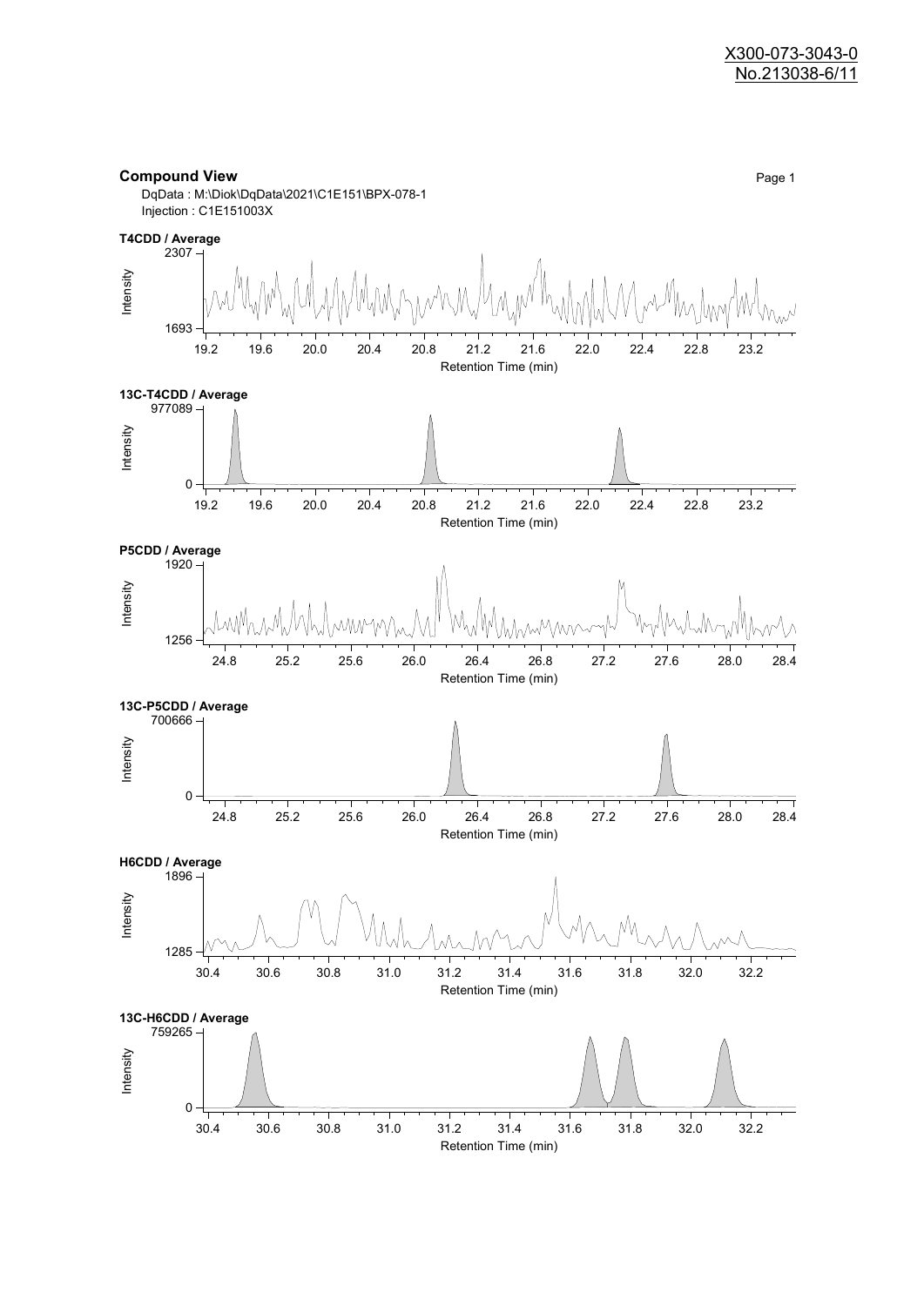X300-073-3043-0
No.213038-6/11

**Compound View**

DqData : M:\Diok\DqData\2021\C1E151\BPX-078-1
Injection : C1E151003X

**T4CDD / Average**

Intensity: 1693 – 2307
Retention Time (min): 19.2 – 23.2

**13C-T4CDD / Average**

Intensity: 0 – 977089
Retention Time (min): 19.2 – 23.2

**P5CDD / Average**

Intensity: 1256 – 1920
Retention Time (min): 24.8 – 28.4

**13C-P5CDD / Average**

Intensity: 0 – 700666
Retention Time (min): 24.8 – 28.4

**H6CDD / Average**

Intensity: 1285 – 1896
Retention Time (min): 30.4 – 32.2

**13C-H6CDD / Average**

Intensity: 0 – 759265
Retention Time (min): 30.4 – 32.2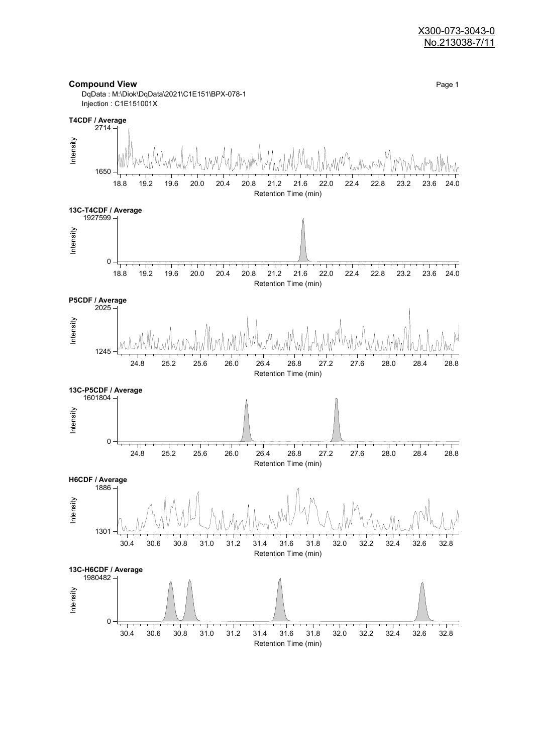X300-073-3043-0
No.213038-7/11

## Compound View

DqData : M:\Diok\DqData\2021\C1E151\BPX-078-1
Injection : C1E151001X

**T4CDF / Average**

Intensity: 1650 – 2714
Retention Time (min): 18.8 – 24.0

**13C-T4CDF / Average**

Intensity: 0 – 1927599
Retention Time (min): 18.8 – 24.0

**P5CDF / Average**

Intensity: 1245 – 2025
Retention Time (min): 24.8 – 28.8

**13C-P5CDF / Average**

Intensity: 0 – 1601804
Retention Time (min): 24.8 – 28.8

**H6CDF / Average**

Intensity: 1301 – 1886
Retention Time (min): 30.4 – 32.8

**13C-H6CDF / Average**

Intensity: 0 – 1980482
Retention Time (min): 30.4 – 32.8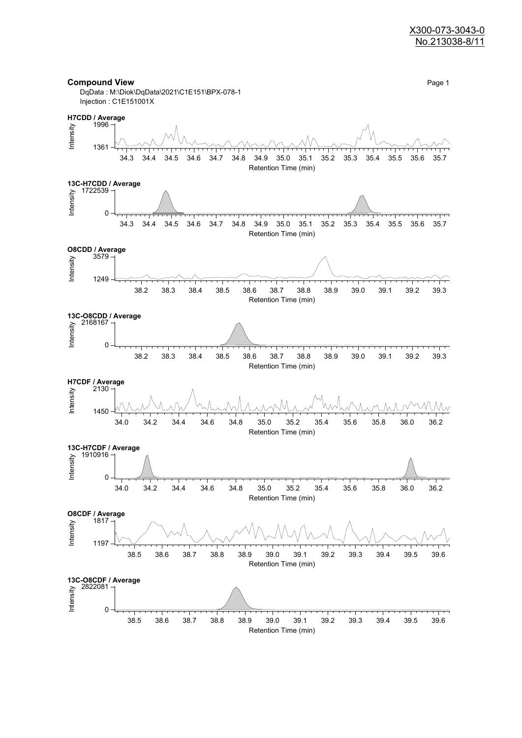X300-073-3043-0
No.213038-8/11

**Compound View**

DqData : M:\Diok\DqData\2021\C1E151\BPX-078-1
Injection : C1E151001X

**H7CDD / Average**

Intensity: 1996 – 1361

Retention Time (min): 34.3 – 35.7

**13C-H7CDD / Average**

Intensity: 1722539 – 0

Retention Time (min): 34.3 – 35.7

**O8CDD / Average**

Intensity: 3579 – 1249

Retention Time (min): 38.2 – 39.3

**13C-O8CDD / Average**

Intensity: 2168167 – 0

Retention Time (min): 38.2 – 39.3

**H7CDF / Average**

Intensity: 2130 – 1450

Retention Time (min): 34.0 – 36.2

**13C-H7CDF / Average**

Intensity: 1910916 – 0

Retention Time (min): 34.0 – 36.2

**O8CDF / Average**

Intensity: 1817 – 1197

Retention Time (min): 38.5 – 39.6

**13C-O8CDF / Average**

Intensity: 2822081 – 0

Retention Time (min): 38.5 – 39.6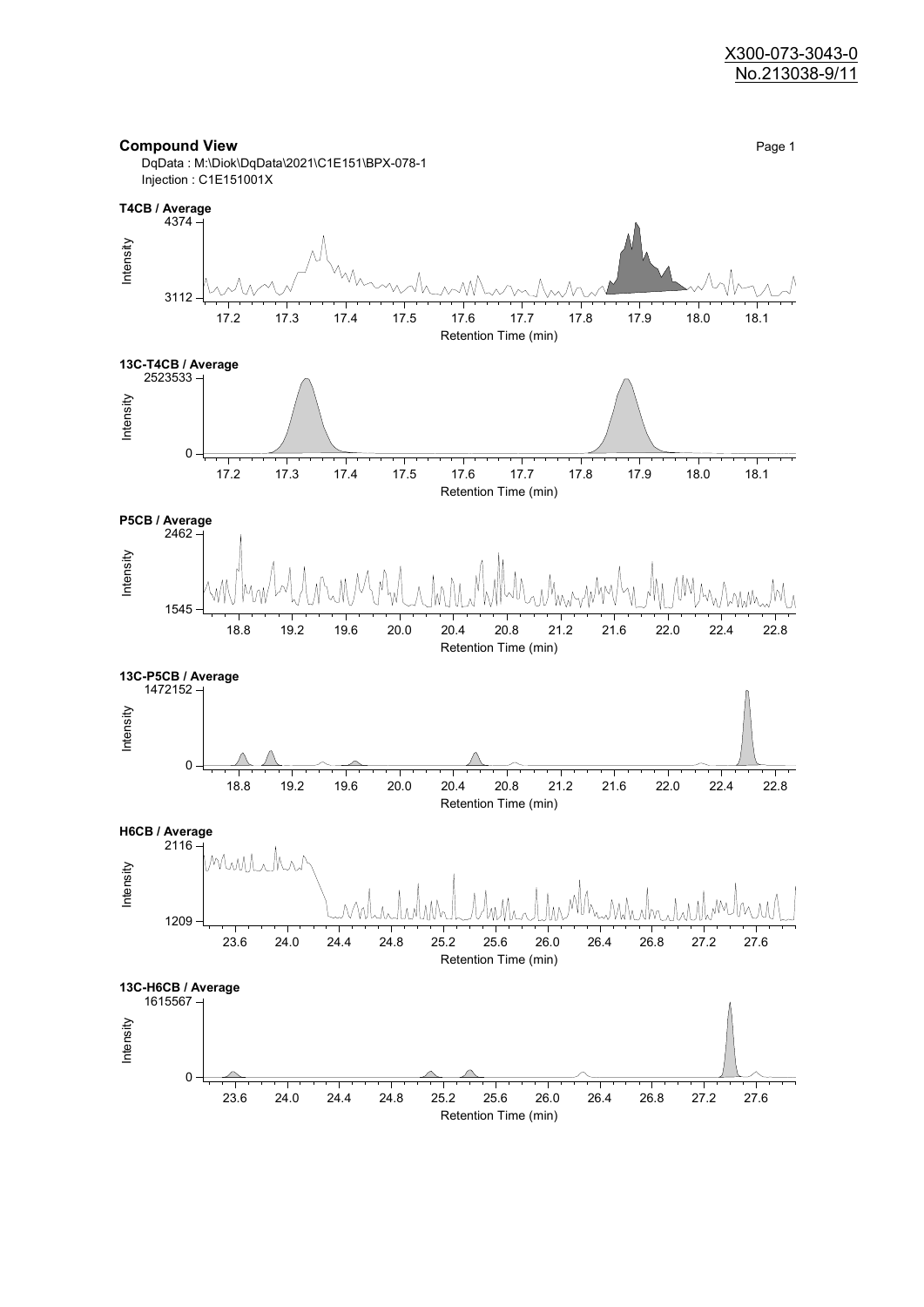X300-073-3043-0
No.213038-9/11

## Compound View

DqData : M:\Diok\DqData\2021\C1E151\BPX-078-1
Injection : C1E151001X

**T4CB / Average**

Intensity: 3112 – 4374

Retention Time (min): 17.2, 17.3, 17.4, 17.5, 17.6, 17.7, 17.8, 17.9, 18.0, 18.1

**13C-T4CB / Average**

Intensity: 0 – 2523533

Retention Time (min): 17.2, 17.3, 17.4, 17.5, 17.6, 17.7, 17.8, 17.9, 18.0, 18.1

**P5CB / Average**

Intensity: 1545 – 2462

Retention Time (min): 18.8, 19.2, 19.6, 20.0, 20.4, 20.8, 21.2, 21.6, 22.0, 22.4, 22.8

**13C-P5CB / Average**

Intensity: 0 – 1472152

Retention Time (min): 18.8, 19.2, 19.6, 20.0, 20.4, 20.8, 21.2, 21.6, 22.0, 22.4, 22.8

**H6CB / Average**

Intensity: 1209 – 2116

Retention Time (min): 23.6, 24.0, 24.4, 24.8, 25.2, 25.6, 26.0, 26.4, 26.8, 27.2, 27.6

**13C-H6CB / Average**

Intensity: 0 – 1615567

Retention Time (min): 23.6, 24.0, 24.4, 24.8, 25.2, 25.6, 26.0, 26.4, 26.8, 27.2, 27.6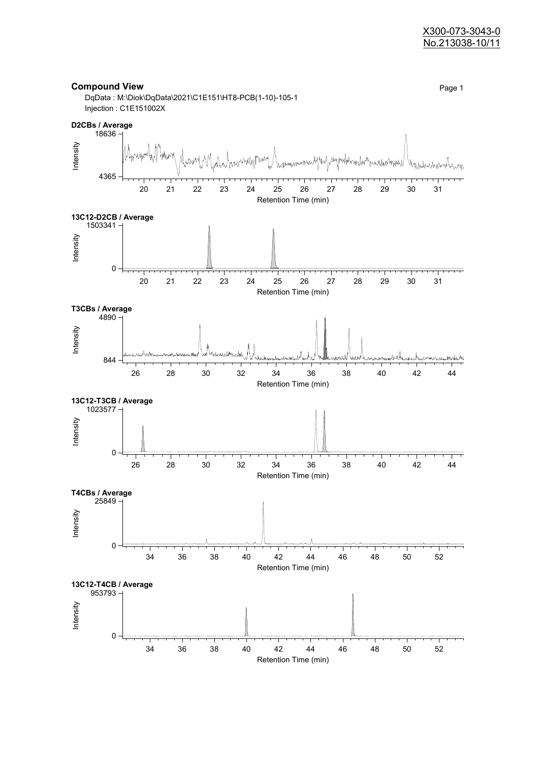X300-073-3043-0
No.213038-10/11

## Compound View

DqData : M:\Diok\DqData\2021\C1E151\HT8-PCB(1-10)-105-1

Injection : C1E151002X

**D2CBs / Average**

Intensity: 4365 – 18636; Retention Time (min): 20 – 31

**13C12-D2CB / Average**

Intensity: 0 – 1503341; Retention Time (min): 20 – 31

**T3CBs / Average**

Intensity: 844 – 4890; Retention Time (min): 26 – 44

**13C12-T3CB / Average**

Intensity: 0 – 1023577; Retention Time (min): 26 – 44

**T4CBs / Average**

Intensity: 0 – 25849; Retention Time (min): 34 – 52

**13C12-T4CB / Average**

Intensity: 0 – 953793; Retention Time (min): 34 – 52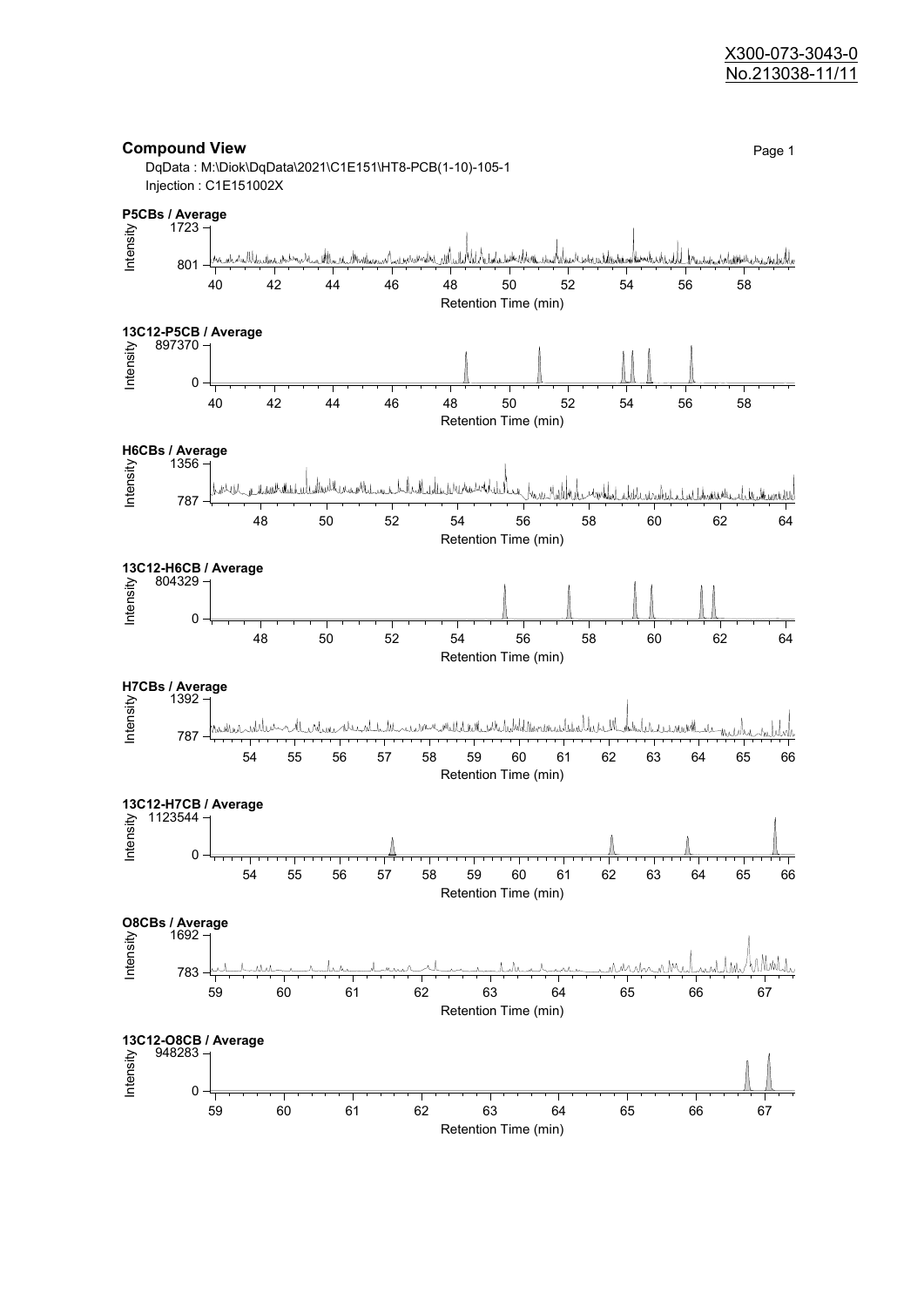X300-073-3043-0
No.213038-11/11

**Compound View**

Page 1

DqData : M:\Diok\DqData\2021\C1E151\HT8-PCB(1-10)-105-1
Injection : C1E151002X

**P5CBs / Average**

Intensity
1723
801
40 42 44 46 48 50 52 54 56 58
Retention Time (min)

**13C12-P5CB / Average**

Intensity
897370
0
40 42 44 46 48 50 52 54 56 58
Retention Time (min)

**H6CBs / Average**

Intensity
1356
787
48 50 52 54 56 58 60 62 64
Retention Time (min)

**13C12-H6CB / Average**

Intensity
804329
0
48 50 52 54 56 58 60 62 64
Retention Time (min)

**H7CBs / Average**

Intensity
1392
787
54 55 56 57 58 59 60 61 62 63 64 65 66
Retention Time (min)

**13C12-H7CB / Average**

Intensity
1123544
0
54 55 56 57 58 59 60 61 62 63 64 65 66
Retention Time (min)

**O8CBs / Average**

Intensity
1692
783
59 60 61 62 63 64 65 66 67
Retention Time (min)

**13C12-O8CB / Average**

Intensity
948283
0
59 60 61 62 63 64 65 66 67
Retention Time (min)